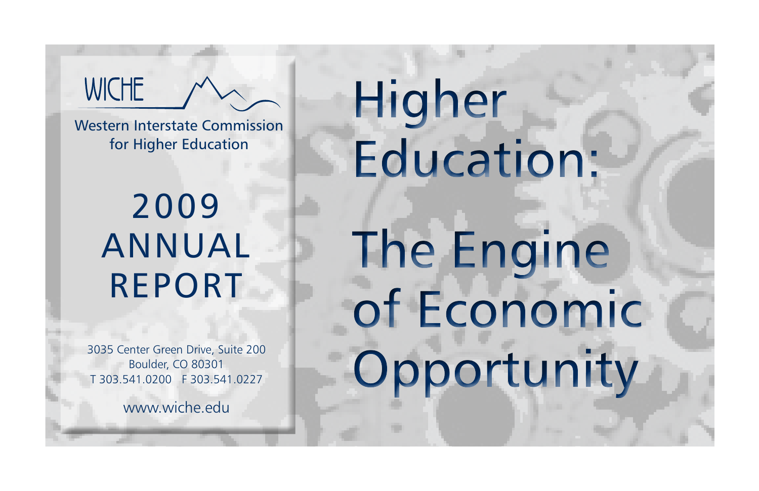WICHE

Western Interstate Commission for Higher Education

# 2009 ANNUAL REPORT

3035 Center Green Drive, Suite 200
Boulder, CO 80301
T 303.541.0200 F 303.541.0227

www.wiche.edu

# Higher Education: The Engine of Economic Opportunity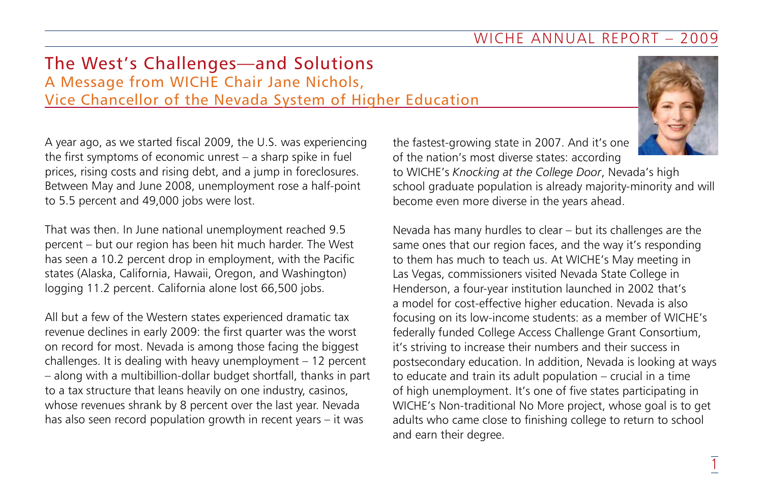# The West's Challenges—and Solutions

## A Message from WICHE Chair Jane Nichols, Vice Chancellor of the Nevada System of Higher Education

A year ago, as we started fiscal 2009, the U.S. was experiencing the first symptoms of economic unrest – a sharp spike in fuel prices, rising costs and rising debt, and a jump in foreclosures. Between May and June 2008, unemployment rose a half-point to 5.5 percent and 49,000 jobs were lost.

That was then. In June national unemployment reached 9.5 percent – but our region has been hit much harder. The West has seen a 10.2 percent drop in employment, with the Pacific states (Alaska, California, Hawaii, Oregon, and Washington) logging 11.2 percent. California alone lost 66,500 jobs.

All but a few of the Western states experienced dramatic tax revenue declines in early 2009: the first quarter was the worst on record for most. Nevada is among those facing the biggest challenges. It is dealing with heavy unemployment – 12 percent – along with a multibillion-dollar budget shortfall, thanks in part to a tax structure that leans heavily on one industry, casinos, whose revenues shrank by 8 percent over the last year. Nevada has also seen record population growth in recent years – it was the fastest-growing state in 2007. And it's one of the nation's most diverse states: according to WICHE's *Knocking at the College Door*, Nevada's high school graduate population is already majority-minority and will become even more diverse in the years ahead.

Nevada has many hurdles to clear – but its challenges are the same ones that our region faces, and the way it's responding to them has much to teach us. At WICHE's May meeting in Las Vegas, commissioners visited Nevada State College in Henderson, a four-year institution launched in 2002 that's a model for cost-effective higher education. Nevada is also focusing on its low-income students: as a member of WICHE's federally funded College Access Challenge Grant Consortium, it's striving to increase their numbers and their success in postsecondary education. In addition, Nevada is looking at ways to educate and train its adult population – crucial in a time of high unemployment. It's one of five states participating in WICHE's Non-traditional No More project, whose goal is to get adults who came close to finishing college to return to school and earn their degree.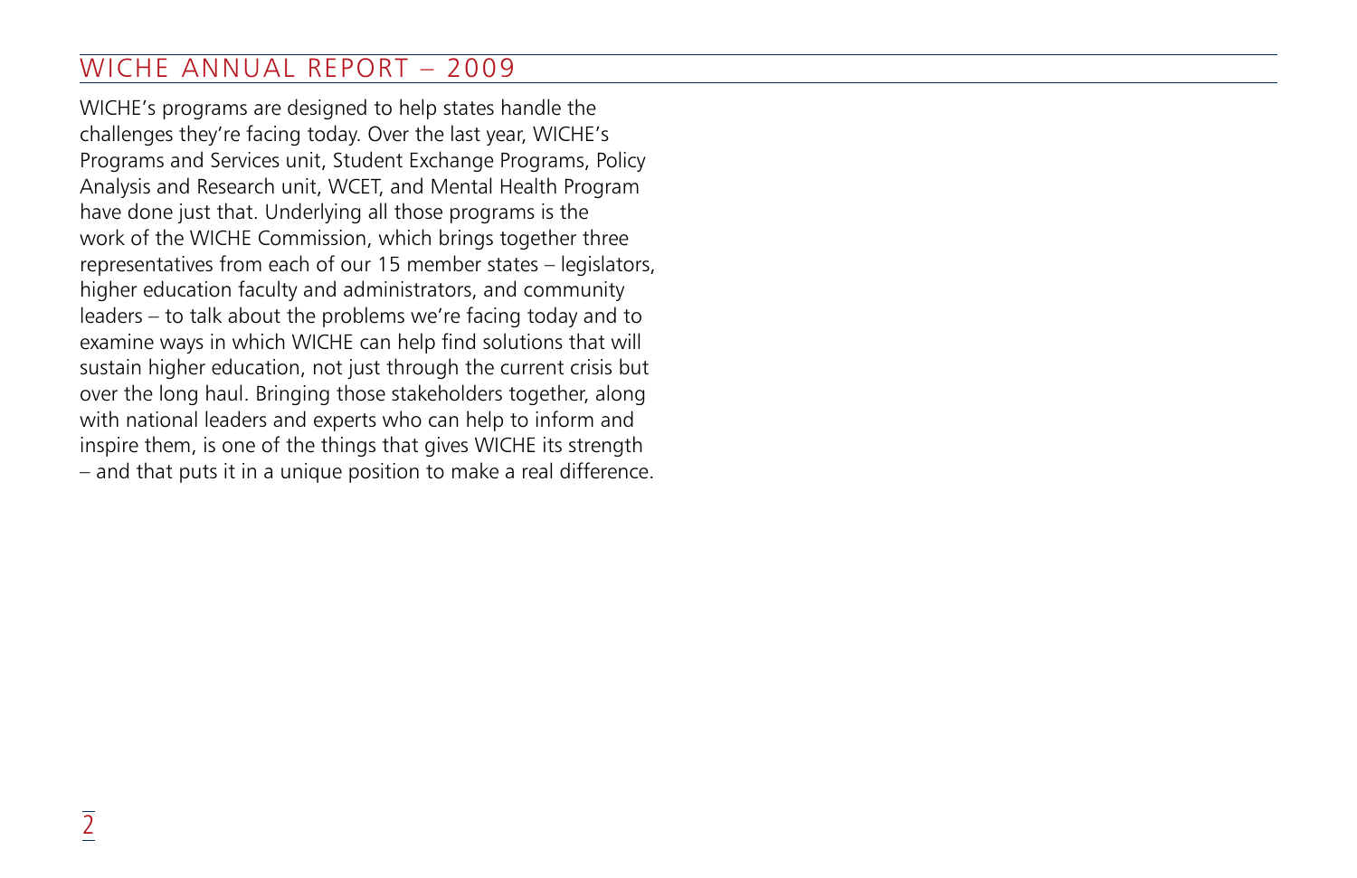WICHE's programs are designed to help states handle the challenges they're facing today. Over the last year, WICHE's Programs and Services unit, Student Exchange Programs, Policy Analysis and Research unit, WCET, and Mental Health Program have done just that. Underlying all those programs is the work of the WICHE Commission, which brings together three representatives from each of our 15 member states – legislators, higher education faculty and administrators, and community leaders – to talk about the problems we're facing today and to examine ways in which WICHE can help find solutions that will sustain higher education, not just through the current crisis but over the long haul. Bringing those stakeholders together, along with national leaders and experts who can help to inform and inspire them, is one of the things that gives WICHE its strength – and that puts it in a unique position to make a real difference.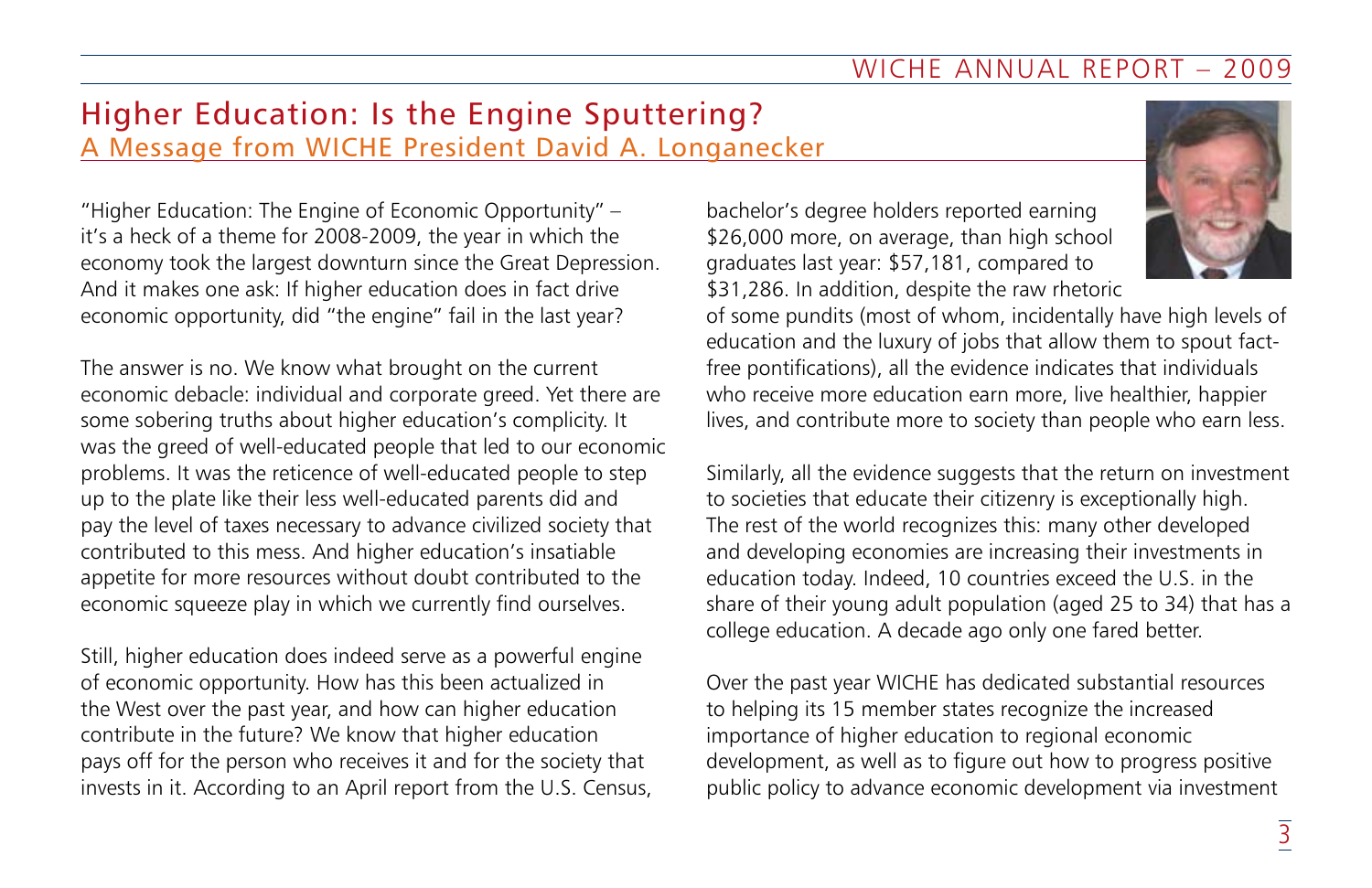## Higher Education: Is the Engine Sputtering?

### A Message from WICHE President David A. Longanecker

"Higher Education: The Engine of Economic Opportunity" – it's a heck of a theme for 2008-2009, the year in which the economy took the largest downturn since the Great Depression. And it makes one ask: If higher education does in fact drive economic opportunity, did "the engine" fail in the last year?

The answer is no. We know what brought on the current economic debacle: individual and corporate greed. Yet there are some sobering truths about higher education's complicity. It was the greed of well-educated people that led to our economic problems. It was the reticence of well-educated people to step up to the plate like their less well-educated parents did and pay the level of taxes necessary to advance civilized society that contributed to this mess. And higher education's insatiable appetite for more resources without doubt contributed to the economic squeeze play in which we currently find ourselves.

Still, higher education does indeed serve as a powerful engine of economic opportunity. How has this been actualized in the West over the past year, and how can higher education contribute in the future? We know that higher education pays off for the person who receives it and for the society that invests in it. According to an April report from the U.S. Census, bachelor's degree holders reported earning $26,000 more, on average, than high school graduates last year: $57,181, compared to $31,286. In addition, despite the raw rhetoric of some pundits (most of whom, incidentally have high levels of education and the luxury of jobs that allow them to spout fact-free pontifications), all the evidence indicates that individuals who receive more education earn more, live healthier, happier lives, and contribute more to society than people who earn less.

Similarly, all the evidence suggests that the return on investment to societies that educate their citizenry is exceptionally high. The rest of the world recognizes this: many other developed and developing economies are increasing their investments in education today. Indeed, 10 countries exceed the U.S. in the share of their young adult population (aged 25 to 34) that has a college education. A decade ago only one fared better.

Over the past year WICHE has dedicated substantial resources to helping its 15 member states recognize the increased importance of higher education to regional economic development, as well as to figure out how to progress positive public policy to advance economic development via investment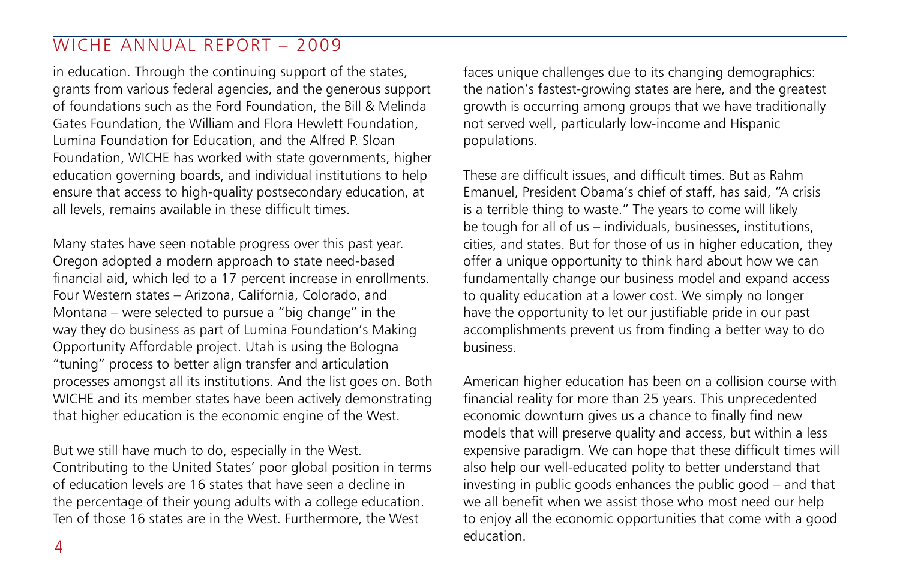in education. Through the continuing support of the states, grants from various federal agencies, and the generous support of foundations such as the Ford Foundation, the Bill & Melinda Gates Foundation, the William and Flora Hewlett Foundation, Lumina Foundation for Education, and the Alfred P. Sloan Foundation, WICHE has worked with state governments, higher education governing boards, and individual institutions to help ensure that access to high-quality postsecondary education, at all levels, remains available in these difficult times.

Many states have seen notable progress over this past year. Oregon adopted a modern approach to state need-based financial aid, which led to a 17 percent increase in enrollments. Four Western states – Arizona, California, Colorado, and Montana – were selected to pursue a "big change" in the way they do business as part of Lumina Foundation's Making Opportunity Affordable project. Utah is using the Bologna "tuning" process to better align transfer and articulation processes amongst all its institutions. And the list goes on. Both WICHE and its member states have been actively demonstrating that higher education is the economic engine of the West.

But we still have much to do, especially in the West. Contributing to the United States' poor global position in terms of education levels are 16 states that have seen a decline in the percentage of their young adults with a college education. Ten of those 16 states are in the West. Furthermore, the West faces unique challenges due to its changing demographics: the nation's fastest-growing states are here, and the greatest growth is occurring among groups that we have traditionally not served well, particularly low-income and Hispanic populations.

These are difficult issues, and difficult times. But as Rahm Emanuel, President Obama's chief of staff, has said, "A crisis is a terrible thing to waste." The years to come will likely be tough for all of us – individuals, businesses, institutions, cities, and states. But for those of us in higher education, they offer a unique opportunity to think hard about how we can fundamentally change our business model and expand access to quality education at a lower cost. We simply no longer have the opportunity to let our justifiable pride in our past accomplishments prevent us from finding a better way to do business.

American higher education has been on a collision course with financial reality for more than 25 years. This unprecedented economic downturn gives us a chance to finally find new models that will preserve quality and access, but within a less expensive paradigm. We can hope that these difficult times will also help our well-educated polity to better understand that investing in public goods enhances the public good – and that we all benefit when we assist those who most need our help to enjoy all the economic opportunities that come with a good education.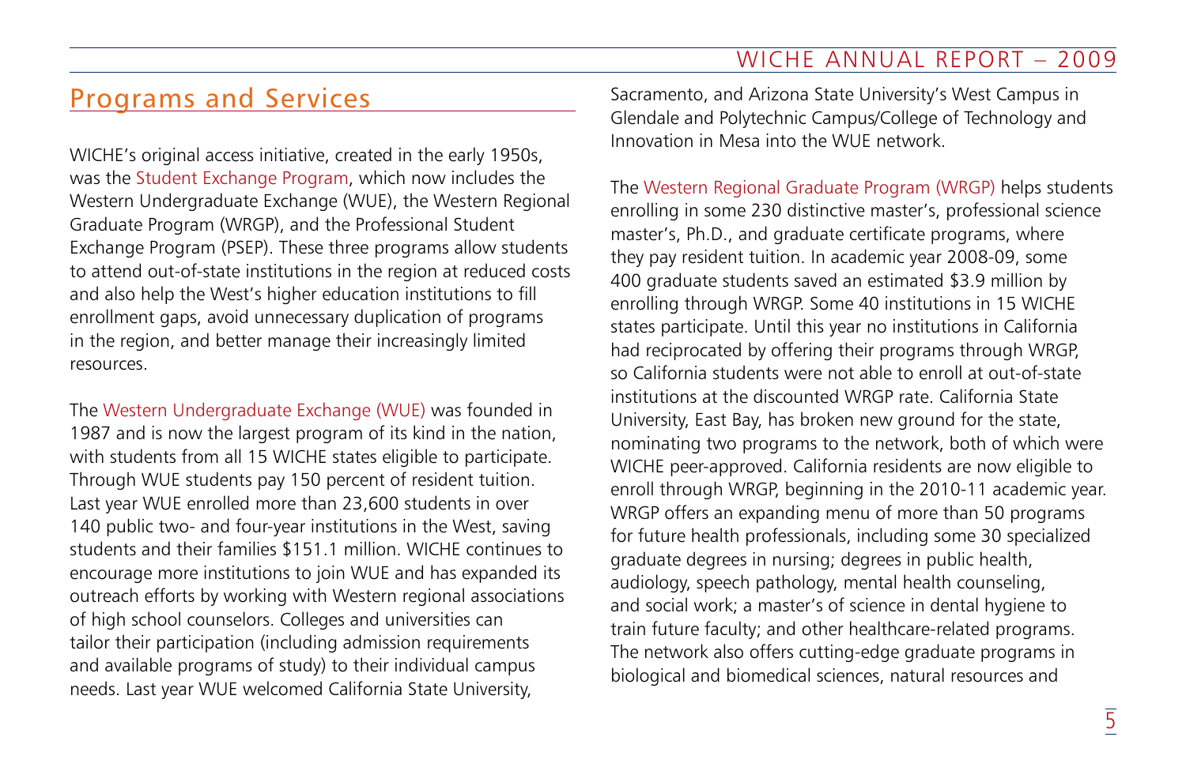## Programs and Services

WICHE's original access initiative, created in the early 1950s, was the Student Exchange Program, which now includes the Western Undergraduate Exchange (WUE), the Western Regional Graduate Program (WRGP), and the Professional Student Exchange Program (PSEP). These three programs allow students to attend out-of-state institutions in the region at reduced costs and also help the West's higher education institutions to fill enrollment gaps, avoid unnecessary duplication of programs in the region, and better manage their increasingly limited resources.

The Western Undergraduate Exchange (WUE) was founded in 1987 and is now the largest program of its kind in the nation, with students from all 15 WICHE states eligible to participate. Through WUE students pay 150 percent of resident tuition. Last year WUE enrolled more than 23,600 students in over 140 public two- and four-year institutions in the West, saving students and their families $151.1 million. WICHE continues to encourage more institutions to join WUE and has expanded its outreach efforts by working with Western regional associations of high school counselors. Colleges and universities can tailor their participation (including admission requirements and available programs of study) to their individual campus needs. Last year WUE welcomed California State University, Sacramento, and Arizona State University's West Campus in Glendale and Polytechnic Campus/College of Technology and Innovation in Mesa into the WUE network.

The Western Regional Graduate Program (WRGP) helps students enrolling in some 230 distinctive master's, professional science master's, Ph.D., and graduate certificate programs, where they pay resident tuition. In academic year 2008-09, some 400 graduate students saved an estimated $3.9 million by enrolling through WRGP. Some 40 institutions in 15 WICHE states participate. Until this year no institutions in California had reciprocated by offering their programs through WRGP, so California students were not able to enroll at out-of-state institutions at the discounted WRGP rate. California State University, East Bay, has broken new ground for the state, nominating two programs to the network, both of which were WICHE peer-approved. California residents are now eligible to enroll through WRGP, beginning in the 2010-11 academic year. WRGP offers an expanding menu of more than 50 programs for future health professionals, including some 30 specialized graduate degrees in nursing; degrees in public health, audiology, speech pathology, mental health counseling, and social work; a master's of science in dental hygiene to train future faculty; and other healthcare-related programs. The network also offers cutting-edge graduate programs in biological and biomedical sciences, natural resources and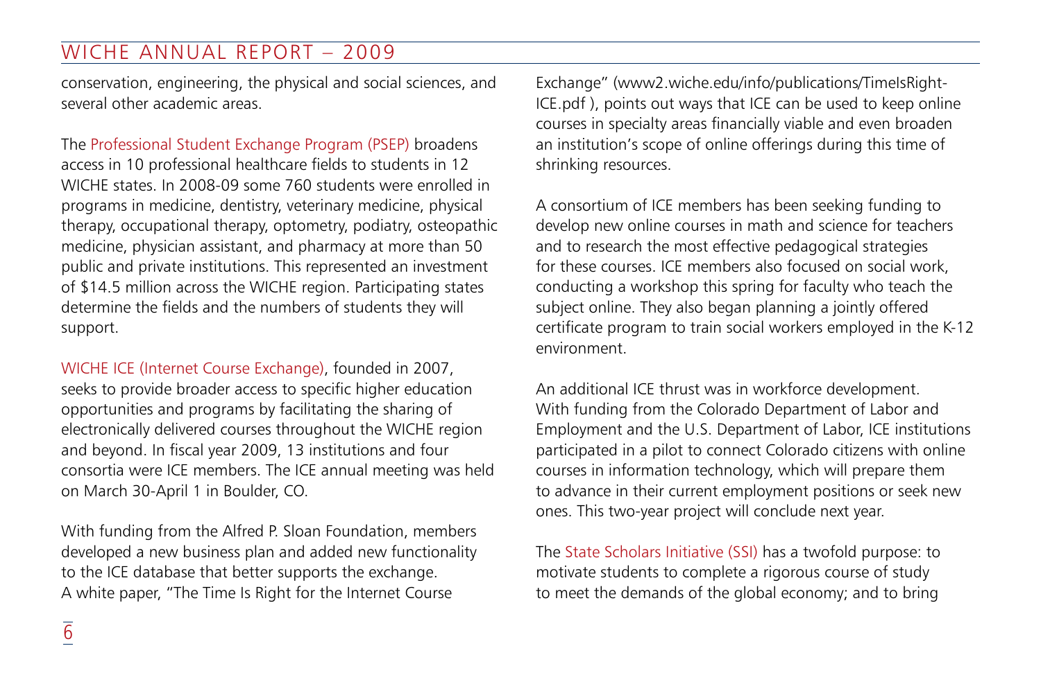conservation, engineering, the physical and social sciences, and several other academic areas.

The Professional Student Exchange Program (PSEP) broadens access in 10 professional healthcare fields to students in 12 WICHE states. In 2008-09 some 760 students were enrolled in programs in medicine, dentistry, veterinary medicine, physical therapy, occupational therapy, optometry, podiatry, osteopathic medicine, physician assistant, and pharmacy at more than 50 public and private institutions. This represented an investment of $14.5 million across the WICHE region. Participating states determine the fields and the numbers of students they will support.

WICHE ICE (Internet Course Exchange), founded in 2007, seeks to provide broader access to specific higher education opportunities and programs by facilitating the sharing of electronically delivered courses throughout the WICHE region and beyond. In fiscal year 2009, 13 institutions and four consortia were ICE members. The ICE annual meeting was held on March 30-April 1 in Boulder, CO.

With funding from the Alfred P. Sloan Foundation, members developed a new business plan and added new functionality to the ICE database that better supports the exchange. A white paper, "The Time Is Right for the Internet Course Exchange" (www2.wiche.edu/info/publications/TimeIsRight-ICE.pdf ), points out ways that ICE can be used to keep online courses in specialty areas financially viable and even broaden an institution's scope of online offerings during this time of shrinking resources.

A consortium of ICE members has been seeking funding to develop new online courses in math and science for teachers and to research the most effective pedagogical strategies for these courses. ICE members also focused on social work, conducting a workshop this spring for faculty who teach the subject online. They also began planning a jointly offered certificate program to train social workers employed in the K-12 environment.

An additional ICE thrust was in workforce development. With funding from the Colorado Department of Labor and Employment and the U.S. Department of Labor, ICE institutions participated in a pilot to connect Colorado citizens with online courses in information technology, which will prepare them to advance in their current employment positions or seek new ones. This two-year project will conclude next year.

The State Scholars Initiative (SSI) has a twofold purpose: to motivate students to complete a rigorous course of study to meet the demands of the global economy; and to bring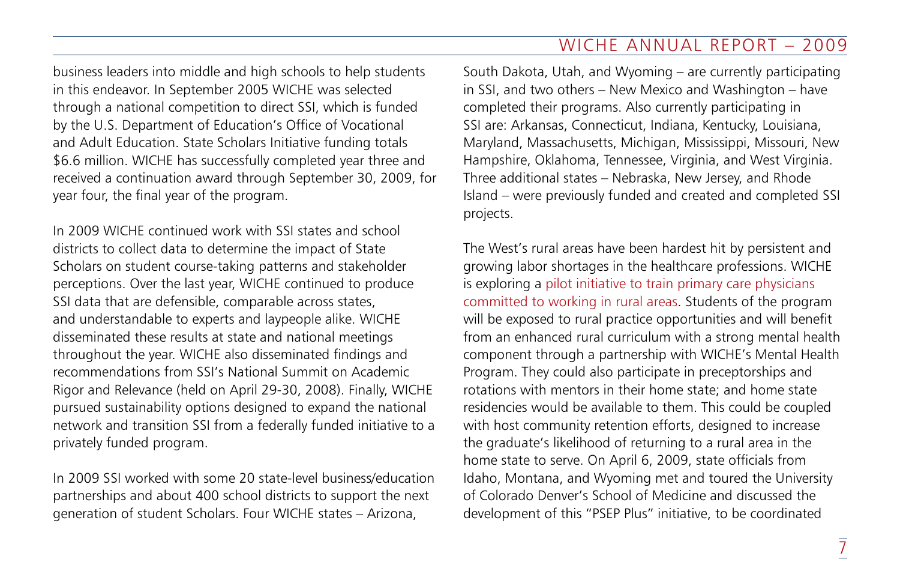business leaders into middle and high schools to help students in this endeavor. In September 2005 WICHE was selected through a national competition to direct SSI, which is funded by the U.S. Department of Education's Office of Vocational and Adult Education. State Scholars Initiative funding totals $6.6 million. WICHE has successfully completed year three and received a continuation award through September 30, 2009, for year four, the final year of the program.

In 2009 WICHE continued work with SSI states and school districts to collect data to determine the impact of State Scholars on student course-taking patterns and stakeholder perceptions. Over the last year, WICHE continued to produce SSI data that are defensible, comparable across states, and understandable to experts and laypeople alike. WICHE disseminated these results at state and national meetings throughout the year. WICHE also disseminated findings and recommendations from SSI's National Summit on Academic Rigor and Relevance (held on April 29-30, 2008). Finally, WICHE pursued sustainability options designed to expand the national network and transition SSI from a federally funded initiative to a privately funded program.

In 2009 SSI worked with some 20 state-level business/education partnerships and about 400 school districts to support the next generation of student Scholars. Four WICHE states – Arizona, South Dakota, Utah, and Wyoming – are currently participating in SSI, and two others – New Mexico and Washington – have completed their programs. Also currently participating in SSI are: Arkansas, Connecticut, Indiana, Kentucky, Louisiana, Maryland, Massachusetts, Michigan, Mississippi, Missouri, New Hampshire, Oklahoma, Tennessee, Virginia, and West Virginia. Three additional states – Nebraska, New Jersey, and Rhode Island – were previously funded and created and completed SSI projects.

The West's rural areas have been hardest hit by persistent and growing labor shortages in the healthcare professions. WICHE is exploring a pilot initiative to train primary care physicians committed to working in rural areas. Students of the program will be exposed to rural practice opportunities and will benefit from an enhanced rural curriculum with a strong mental health component through a partnership with WICHE's Mental Health Program. They could also participate in preceptorships and rotations with mentors in their home state; and home state residencies would be available to them. This could be coupled with host community retention efforts, designed to increase the graduate's likelihood of returning to a rural area in the home state to serve. On April 6, 2009, state officials from Idaho, Montana, and Wyoming met and toured the University of Colorado Denver's School of Medicine and discussed the development of this "PSEP Plus" initiative, to be coordinated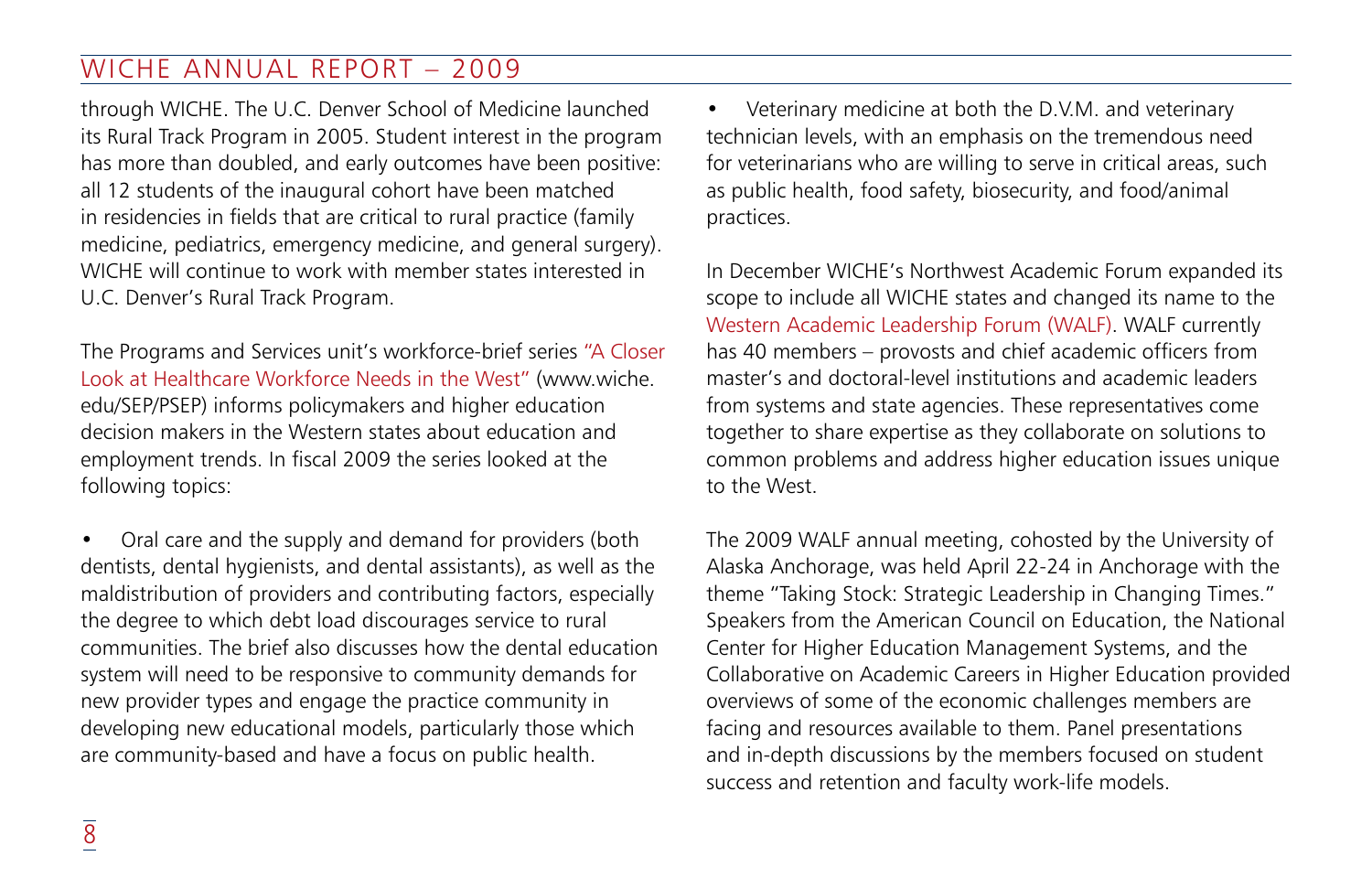through WICHE. The U.C. Denver School of Medicine launched its Rural Track Program in 2005. Student interest in the program has more than doubled, and early outcomes have been positive: all 12 students of the inaugural cohort have been matched in residencies in fields that are critical to rural practice (family medicine, pediatrics, emergency medicine, and general surgery). WICHE will continue to work with member states interested in U.C. Denver's Rural Track Program.

The Programs and Services unit's workforce-brief series "A Closer Look at Healthcare Workforce Needs in the West" (www.wiche.edu/SEP/PSEP) informs policymakers and higher education decision makers in the Western states about education and employment trends. In fiscal 2009 the series looked at the following topics:

- Oral care and the supply and demand for providers (both dentists, dental hygienists, and dental assistants), as well as the maldistribution of providers and contributing factors, especially the degree to which debt load discourages service to rural communities. The brief also discusses how the dental education system will need to be responsive to community demands for new provider types and engage the practice community in developing new educational models, particularly those which are community-based and have a focus on public health.
- Veterinary medicine at both the D.V.M. and veterinary technician levels, with an emphasis on the tremendous need for veterinarians who are willing to serve in critical areas, such as public health, food safety, biosecurity, and food/animal practices.

In December WICHE's Northwest Academic Forum expanded its scope to include all WICHE states and changed its name to the Western Academic Leadership Forum (WALF). WALF currently has 40 members – provosts and chief academic officers from master's and doctoral-level institutions and academic leaders from systems and state agencies. These representatives come together to share expertise as they collaborate on solutions to common problems and address higher education issues unique to the West.

The 2009 WALF annual meeting, cohosted by the University of Alaska Anchorage, was held April 22-24 in Anchorage with the theme "Taking Stock: Strategic Leadership in Changing Times." Speakers from the American Council on Education, the National Center for Higher Education Management Systems, and the Collaborative on Academic Careers in Higher Education provided overviews of some of the economic challenges members are facing and resources available to them. Panel presentations and in-depth discussions by the members focused on student success and retention and faculty work-life models.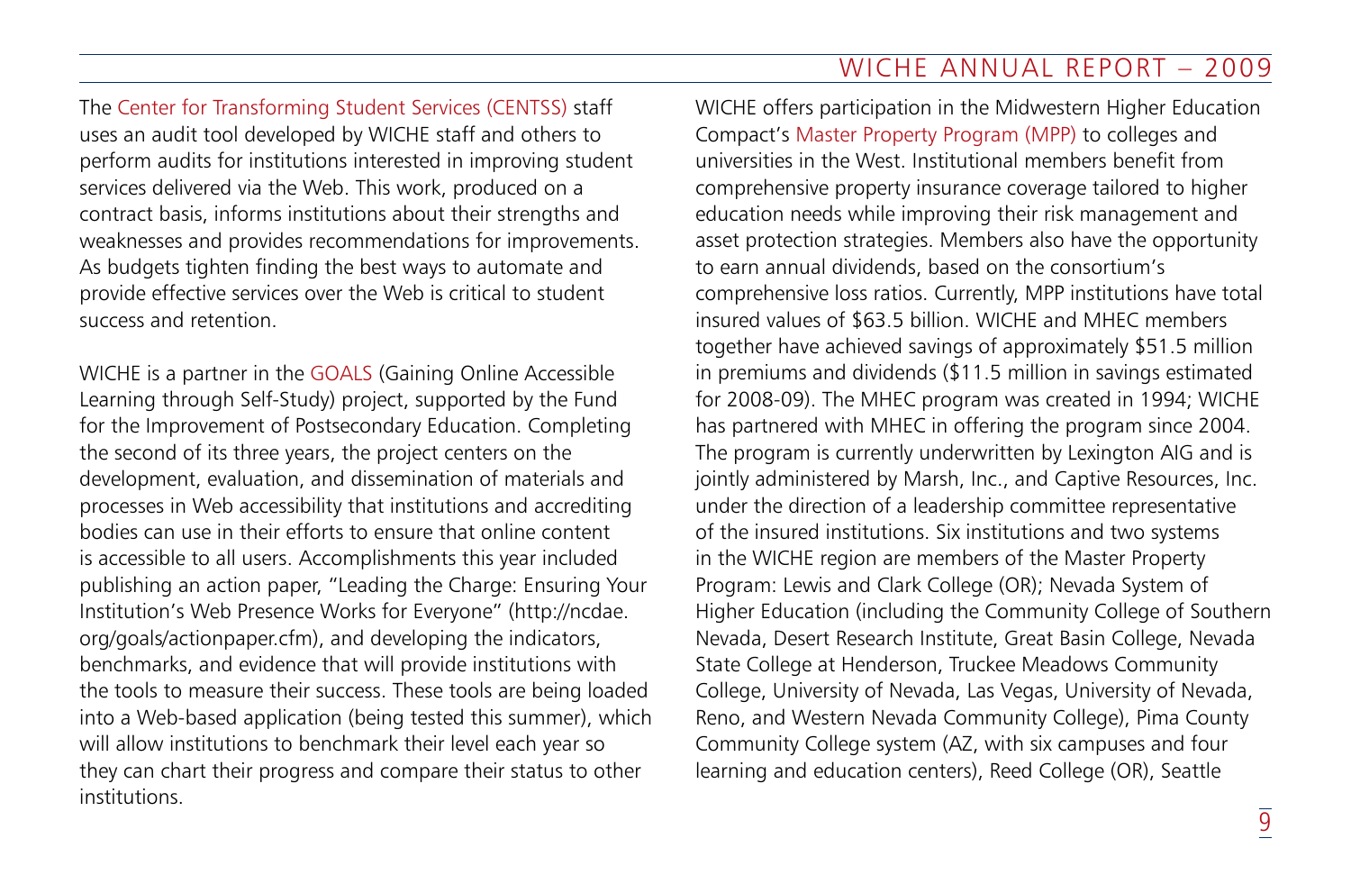The Center for Transforming Student Services (CENTSS) staff uses an audit tool developed by WICHE staff and others to perform audits for institutions interested in improving student services delivered via the Web. This work, produced on a contract basis, informs institutions about their strengths and weaknesses and provides recommendations for improvements. As budgets tighten finding the best ways to automate and provide effective services over the Web is critical to student success and retention.

WICHE is a partner in the GOALS (Gaining Online Accessible Learning through Self-Study) project, supported by the Fund for the Improvement of Postsecondary Education. Completing the second of its three years, the project centers on the development, evaluation, and dissemination of materials and processes in Web accessibility that institutions and accrediting bodies can use in their efforts to ensure that online content is accessible to all users. Accomplishments this year included publishing an action paper, "Leading the Charge: Ensuring Your Institution's Web Presence Works for Everyone" (http://ncdae.org/goals/actionpaper.cfm), and developing the indicators, benchmarks, and evidence that will provide institutions with the tools to measure their success. These tools are being loaded into a Web-based application (being tested this summer), which will allow institutions to benchmark their level each year so they can chart their progress and compare their status to other institutions.

WICHE offers participation in the Midwestern Higher Education Compact's Master Property Program (MPP) to colleges and universities in the West. Institutional members benefit from comprehensive property insurance coverage tailored to higher education needs while improving their risk management and asset protection strategies. Members also have the opportunity to earn annual dividends, based on the consortium's comprehensive loss ratios. Currently, MPP institutions have total insured values of $63.5 billion. WICHE and MHEC members together have achieved savings of approximately $51.5 million in premiums and dividends ($11.5 million in savings estimated for 2008-09). The MHEC program was created in 1994; WICHE has partnered with MHEC in offering the program since 2004. The program is currently underwritten by Lexington AIG and is jointly administered by Marsh, Inc., and Captive Resources, Inc. under the direction of a leadership committee representative of the insured institutions. Six institutions and two systems in the WICHE region are members of the Master Property Program: Lewis and Clark College (OR); Nevada System of Higher Education (including the Community College of Southern Nevada, Desert Research Institute, Great Basin College, Nevada State College at Henderson, Truckee Meadows Community College, University of Nevada, Las Vegas, University of Nevada, Reno, and Western Nevada Community College), Pima County Community College system (AZ, with six campuses and four learning and education centers), Reed College (OR), Seattle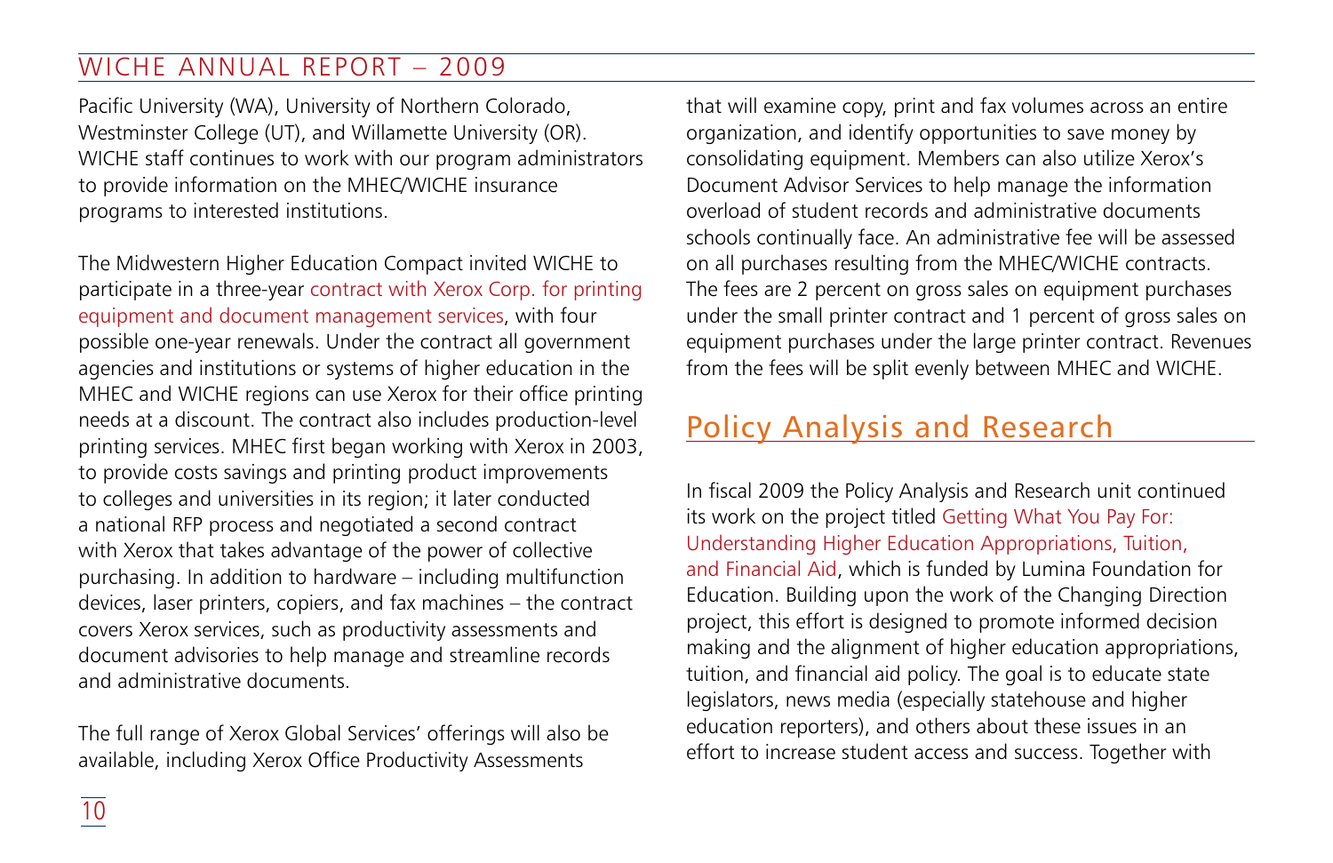Pacific University (WA), University of Northern Colorado, Westminster College (UT), and Willamette University (OR). WICHE staff continues to work with our program administrators to provide information on the MHEC/WICHE insurance programs to interested institutions.

The Midwestern Higher Education Compact invited WICHE to participate in a three-year contract with Xerox Corp. for printing equipment and document management services, with four possible one-year renewals. Under the contract all government agencies and institutions or systems of higher education in the MHEC and WICHE regions can use Xerox for their office printing needs at a discount. The contract also includes production-level printing services. MHEC first began working with Xerox in 2003, to provide costs savings and printing product improvements to colleges and universities in its region; it later conducted a national RFP process and negotiated a second contract with Xerox that takes advantage of the power of collective purchasing. In addition to hardware – including multifunction devices, laser printers, copiers, and fax machines – the contract covers Xerox services, such as productivity assessments and document advisories to help manage and streamline records and administrative documents.

The full range of Xerox Global Services' offerings will also be available, including Xerox Office Productivity Assessments that will examine copy, print and fax volumes across an entire organization, and identify opportunities to save money by consolidating equipment. Members can also utilize Xerox's Document Advisor Services to help manage the information overload of student records and administrative documents schools continually face. An administrative fee will be assessed on all purchases resulting from the MHEC/WICHE contracts. The fees are 2 percent on gross sales on equipment purchases under the small printer contract and 1 percent of gross sales on equipment purchases under the large printer contract. Revenues from the fees will be split evenly between MHEC and WICHE.

## Policy Analysis and Research

In fiscal 2009 the Policy Analysis and Research unit continued its work on the project titled Getting What You Pay For: Understanding Higher Education Appropriations, Tuition, and Financial Aid, which is funded by Lumina Foundation for Education. Building upon the work of the Changing Direction project, this effort is designed to promote informed decision making and the alignment of higher education appropriations, tuition, and financial aid policy. The goal is to educate state legislators, news media (especially statehouse and higher education reporters), and others about these issues in an effort to increase student access and success. Together with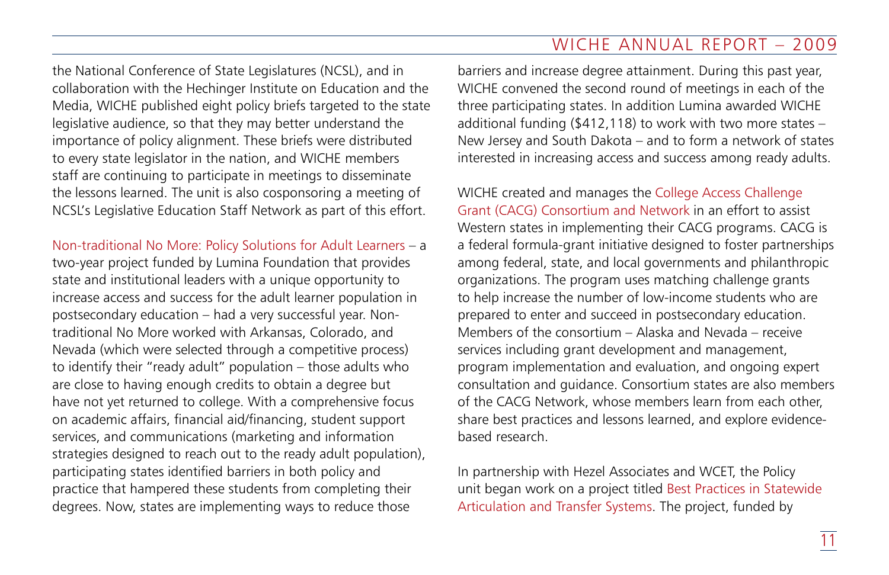the National Conference of State Legislatures (NCSL), and in collaboration with the Hechinger Institute on Education and the Media, WICHE published eight policy briefs targeted to the state legislative audience, so that they may better understand the importance of policy alignment. These briefs were distributed to every state legislator in the nation, and WICHE members staff are continuing to participate in meetings to disseminate the lessons learned. The unit is also cosponsoring a meeting of NCSL's Legislative Education Staff Network as part of this effort.

Non-traditional No More: Policy Solutions for Adult Learners – a two-year project funded by Lumina Foundation that provides state and institutional leaders with a unique opportunity to increase access and success for the adult learner population in postsecondary education – had a very successful year. Non-traditional No More worked with Arkansas, Colorado, and Nevada (which were selected through a competitive process) to identify their "ready adult" population – those adults who are close to having enough credits to obtain a degree but have not yet returned to college. With a comprehensive focus on academic affairs, financial aid/financing, student support services, and communications (marketing and information strategies designed to reach out to the ready adult population), participating states identified barriers in both policy and practice that hampered these students from completing their degrees. Now, states are implementing ways to reduce those barriers and increase degree attainment. During this past year, WICHE convened the second round of meetings in each of the three participating states. In addition Lumina awarded WICHE additional funding ($412,118) to work with two more states – New Jersey and South Dakota – and to form a network of states interested in increasing access and success among ready adults.

WICHE created and manages the College Access Challenge Grant (CACG) Consortium and Network in an effort to assist Western states in implementing their CACG programs. CACG is a federal formula-grant initiative designed to foster partnerships among federal, state, and local governments and philanthropic organizations. The program uses matching challenge grants to help increase the number of low-income students who are prepared to enter and succeed in postsecondary education. Members of the consortium – Alaska and Nevada – receive services including grant development and management, program implementation and evaluation, and ongoing expert consultation and guidance. Consortium states are also members of the CACG Network, whose members learn from each other, share best practices and lessons learned, and explore evidence-based research.

In partnership with Hezel Associates and WCET, the Policy unit began work on a project titled Best Practices in Statewide Articulation and Transfer Systems. The project, funded by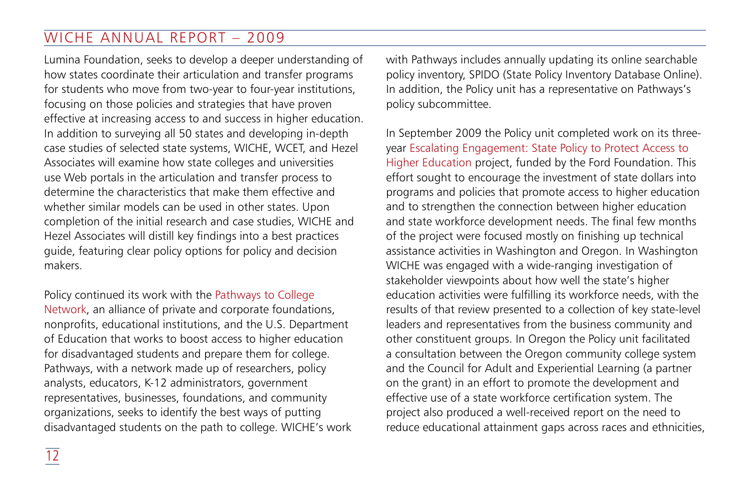Lumina Foundation, seeks to develop a deeper understanding of how states coordinate their articulation and transfer programs for students who move from two-year to four-year institutions, focusing on those policies and strategies that have proven effective at increasing access to and success in higher education. In addition to surveying all 50 states and developing in-depth case studies of selected state systems, WICHE, WCET, and Hezel Associates will examine how state colleges and universities use Web portals in the articulation and transfer process to determine the characteristics that make them effective and whether similar models can be used in other states. Upon completion of the initial research and case studies, WICHE and Hezel Associates will distill key findings into a best practices guide, featuring clear policy options for policy and decision makers.

Policy continued its work with the Pathways to College Network, an alliance of private and corporate foundations, nonprofits, educational institutions, and the U.S. Department of Education that works to boost access to higher education for disadvantaged students and prepare them for college. Pathways, with a network made up of researchers, policy analysts, educators, K-12 administrators, government representatives, businesses, foundations, and community organizations, seeks to identify the best ways of putting disadvantaged students on the path to college. WICHE's work with Pathways includes annually updating its online searchable policy inventory, SPIDO (State Policy Inventory Database Online). In addition, the Policy unit has a representative on Pathways's policy subcommittee.

In September 2009 the Policy unit completed work on its three-year Escalating Engagement: State Policy to Protect Access to Higher Education project, funded by the Ford Foundation. This effort sought to encourage the investment of state dollars into programs and policies that promote access to higher education and to strengthen the connection between higher education and state workforce development needs. The final few months of the project were focused mostly on finishing up technical assistance activities in Washington and Oregon. In Washington WICHE was engaged with a wide-ranging investigation of stakeholder viewpoints about how well the state's higher education activities were fulfilling its workforce needs, with the results of that review presented to a collection of key state-level leaders and representatives from the business community and other constituent groups. In Oregon the Policy unit facilitated a consultation between the Oregon community college system and the Council for Adult and Experiential Learning (a partner on the grant) in an effort to promote the development and effective use of a state workforce certification system. The project also produced a well-received report on the need to reduce educational attainment gaps across races and ethnicities,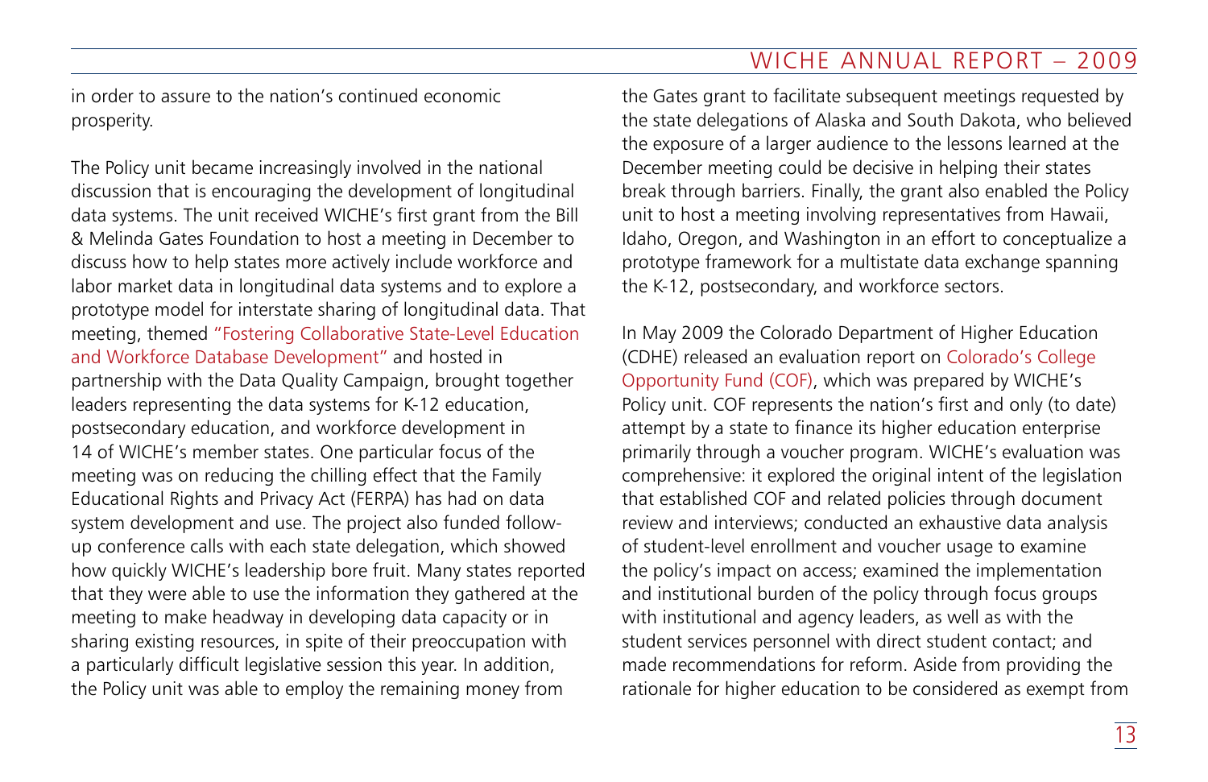in order to assure to the nation's continued economic prosperity.

The Policy unit became increasingly involved in the national discussion that is encouraging the development of longitudinal data systems. The unit received WICHE's first grant from the Bill & Melinda Gates Foundation to host a meeting in December to discuss how to help states more actively include workforce and labor market data in longitudinal data systems and to explore a prototype model for interstate sharing of longitudinal data. That meeting, themed "Fostering Collaborative State-Level Education and Workforce Database Development" and hosted in partnership with the Data Quality Campaign, brought together leaders representing the data systems for K-12 education, postsecondary education, and workforce development in 14 of WICHE's member states. One particular focus of the meeting was on reducing the chilling effect that the Family Educational Rights and Privacy Act (FERPA) has had on data system development and use. The project also funded follow-up conference calls with each state delegation, which showed how quickly WICHE's leadership bore fruit. Many states reported that they were able to use the information they gathered at the meeting to make headway in developing data capacity or in sharing existing resources, in spite of their preoccupation with a particularly difficult legislative session this year. In addition, the Policy unit was able to employ the remaining money from the Gates grant to facilitate subsequent meetings requested by the state delegations of Alaska and South Dakota, who believed the exposure of a larger audience to the lessons learned at the December meeting could be decisive in helping their states break through barriers. Finally, the grant also enabled the Policy unit to host a meeting involving representatives from Hawaii, Idaho, Oregon, and Washington in an effort to conceptualize a prototype framework for a multistate data exchange spanning the K-12, postsecondary, and workforce sectors.

In May 2009 the Colorado Department of Higher Education (CDHE) released an evaluation report on Colorado's College Opportunity Fund (COF), which was prepared by WICHE's Policy unit. COF represents the nation's first and only (to date) attempt by a state to finance its higher education enterprise primarily through a voucher program. WICHE's evaluation was comprehensive: it explored the original intent of the legislation that established COF and related policies through document review and interviews; conducted an exhaustive data analysis of student-level enrollment and voucher usage to examine the policy's impact on access; examined the implementation and institutional burden of the policy through focus groups with institutional and agency leaders, as well as with the student services personnel with direct student contact; and made recommendations for reform. Aside from providing the rationale for higher education to be considered as exempt from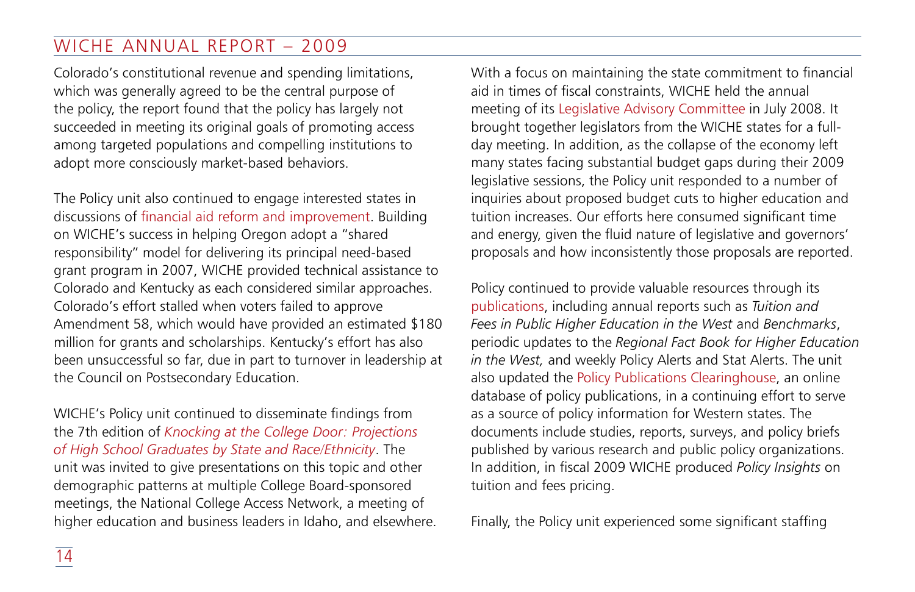Colorado's constitutional revenue and spending limitations, which was generally agreed to be the central purpose of the policy, the report found that the policy has largely not succeeded in meeting its original goals of promoting access among targeted populations and compelling institutions to adopt more consciously market-based behaviors.

The Policy unit also continued to engage interested states in discussions of financial aid reform and improvement. Building on WICHE's success in helping Oregon adopt a "shared responsibility" model for delivering its principal need-based grant program in 2007, WICHE provided technical assistance to Colorado and Kentucky as each considered similar approaches. Colorado's effort stalled when voters failed to approve Amendment 58, which would have provided an estimated $180 million for grants and scholarships. Kentucky's effort has also been unsuccessful so far, due in part to turnover in leadership at the Council on Postsecondary Education.

WICHE's Policy unit continued to disseminate findings from the 7th edition of *Knocking at the College Door: Projections of High School Graduates by State and Race/Ethnicity*. The unit was invited to give presentations on this topic and other demographic patterns at multiple College Board-sponsored meetings, the National College Access Network, a meeting of higher education and business leaders in Idaho, and elsewhere.

With a focus on maintaining the state commitment to financial aid in times of fiscal constraints, WICHE held the annual meeting of its Legislative Advisory Committee in July 2008. It brought together legislators from the WICHE states for a full-day meeting. In addition, as the collapse of the economy left many states facing substantial budget gaps during their 2009 legislative sessions, the Policy unit responded to a number of inquiries about proposed budget cuts to higher education and tuition increases. Our efforts here consumed significant time and energy, given the fluid nature of legislative and governors' proposals and how inconsistently those proposals are reported.

Policy continued to provide valuable resources through its publications, including annual reports such as *Tuition and Fees in Public Higher Education in the West* and *Benchmarks*, periodic updates to the *Regional Fact Book for Higher Education in the West,* and weekly Policy Alerts and Stat Alerts. The unit also updated the Policy Publications Clearinghouse, an online database of policy publications, in a continuing effort to serve as a source of policy information for Western states. The documents include studies, reports, surveys, and policy briefs published by various research and public policy organizations. In addition, in fiscal 2009 WICHE produced *Policy Insights* on tuition and fees pricing.

Finally, the Policy unit experienced some significant staffing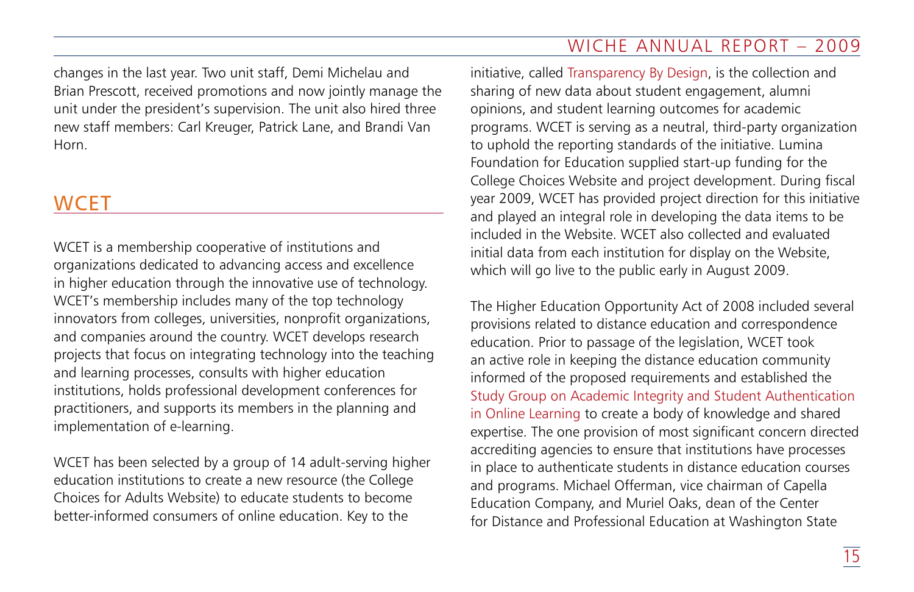changes in the last year. Two unit staff, Demi Michelau and Brian Prescott, received promotions and now jointly manage the unit under the president's supervision. The unit also hired three new staff members: Carl Kreuger, Patrick Lane, and Brandi Van Horn.

## WCET

WCET is a membership cooperative of institutions and organizations dedicated to advancing access and excellence in higher education through the innovative use of technology. WCET's membership includes many of the top technology innovators from colleges, universities, nonprofit organizations, and companies around the country. WCET develops research projects that focus on integrating technology into the teaching and learning processes, consults with higher education institutions, holds professional development conferences for practitioners, and supports its members in the planning and implementation of e-learning.

WCET has been selected by a group of 14 adult-serving higher education institutions to create a new resource (the College Choices for Adults Website) to educate students to become better-informed consumers of online education. Key to the initiative, called Transparency By Design, is the collection and sharing of new data about student engagement, alumni opinions, and student learning outcomes for academic programs. WCET is serving as a neutral, third-party organization to uphold the reporting standards of the initiative. Lumina Foundation for Education supplied start-up funding for the College Choices Website and project development. During fiscal year 2009, WCET has provided project direction for this initiative and played an integral role in developing the data items to be included in the Website. WCET also collected and evaluated initial data from each institution for display on the Website, which will go live to the public early in August 2009.

The Higher Education Opportunity Act of 2008 included several provisions related to distance education and correspondence education. Prior to passage of the legislation, WCET took an active role in keeping the distance education community informed of the proposed requirements and established the Study Group on Academic Integrity and Student Authentication in Online Learning to create a body of knowledge and shared expertise. The one provision of most significant concern directed accrediting agencies to ensure that institutions have processes in place to authenticate students in distance education courses and programs. Michael Offerman, vice chairman of Capella Education Company, and Muriel Oaks, dean of the Center for Distance and Professional Education at Washington State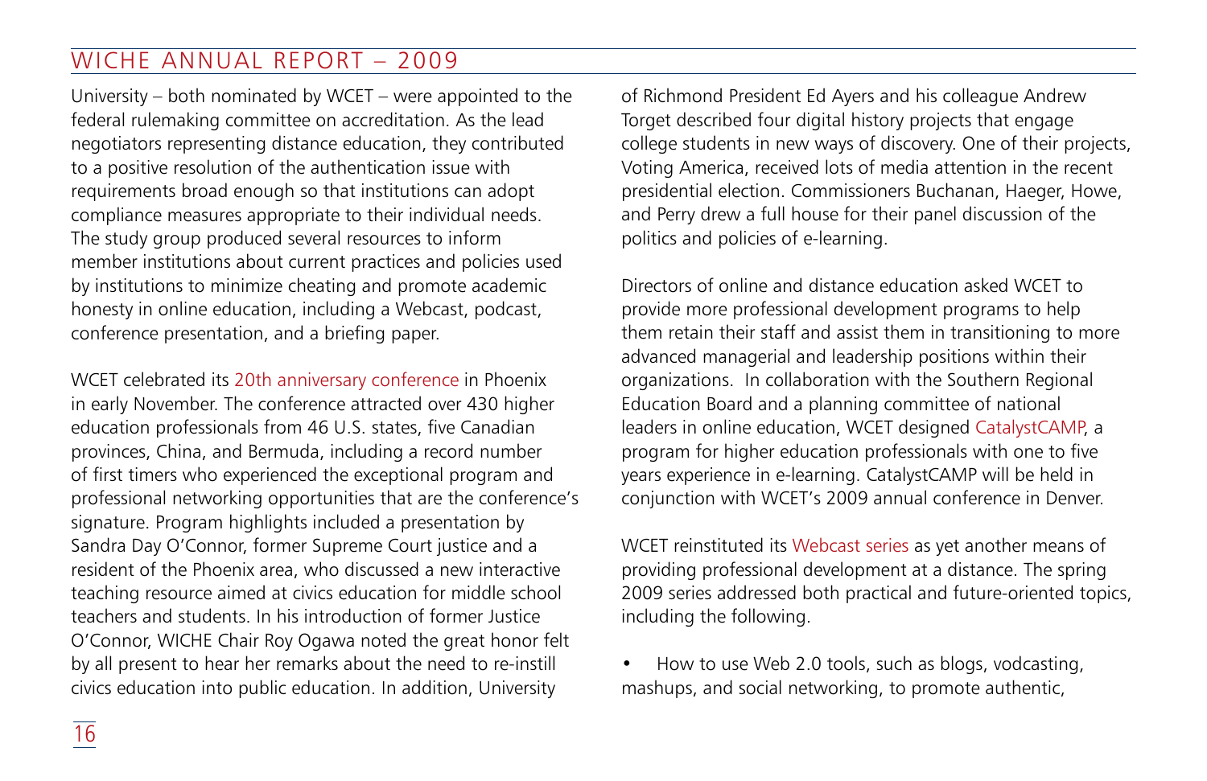University – both nominated by WCET – were appointed to the federal rulemaking committee on accreditation. As the lead negotiators representing distance education, they contributed to a positive resolution of the authentication issue with requirements broad enough so that institutions can adopt compliance measures appropriate to their individual needs. The study group produced several resources to inform member institutions about current practices and policies used by institutions to minimize cheating and promote academic honesty in online education, including a Webcast, podcast, conference presentation, and a briefing paper.

WCET celebrated its 20th anniversary conference in Phoenix in early November. The conference attracted over 430 higher education professionals from 46 U.S. states, five Canadian provinces, China, and Bermuda, including a record number of first timers who experienced the exceptional program and professional networking opportunities that are the conference's signature. Program highlights included a presentation by Sandra Day O'Connor, former Supreme Court justice and a resident of the Phoenix area, who discussed a new interactive teaching resource aimed at civics education for middle school teachers and students. In his introduction of former Justice O'Connor, WICHE Chair Roy Ogawa noted the great honor felt by all present to hear her remarks about the need to re-instill civics education into public education. In addition, University of Richmond President Ed Ayers and his colleague Andrew Torget described four digital history projects that engage college students in new ways of discovery. One of their projects, Voting America, received lots of media attention in the recent presidential election. Commissioners Buchanan, Haeger, Howe, and Perry drew a full house for their panel discussion of the politics and policies of e-learning.

Directors of online and distance education asked WCET to provide more professional development programs to help them retain their staff and assist them in transitioning to more advanced managerial and leadership positions within their organizations. In collaboration with the Southern Regional Education Board and a planning committee of national leaders in online education, WCET designed CatalystCAMP, a program for higher education professionals with one to five years experience in e-learning. CatalystCAMP will be held in conjunction with WCET's 2009 annual conference in Denver.

WCET reinstituted its Webcast series as yet another means of providing professional development at a distance. The spring 2009 series addressed both practical and future-oriented topics, including the following.

- How to use Web 2.0 tools, such as blogs, vodcasting, mashups, and social networking, to promote authentic,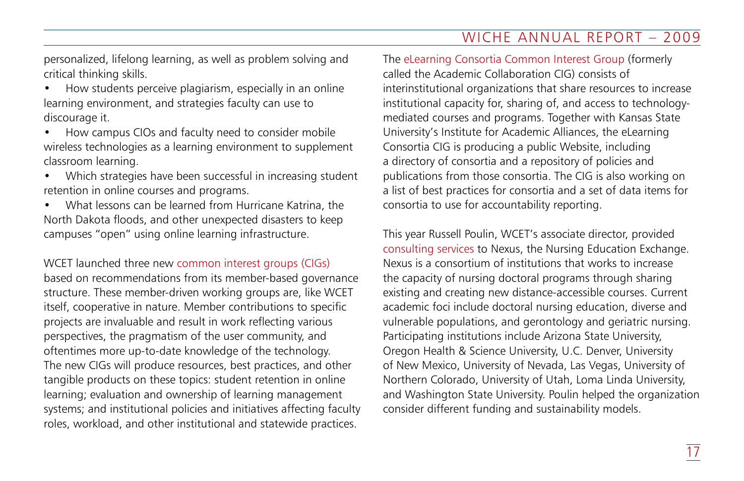personalized, lifelong learning, as well as problem solving and critical thinking skills.

- How students perceive plagiarism, especially in an online learning environment, and strategies faculty can use to discourage it.
- How campus CIOs and faculty need to consider mobile wireless technologies as a learning environment to supplement classroom learning.
- Which strategies have been successful in increasing student retention in online courses and programs.
- What lessons can be learned from Hurricane Katrina, the North Dakota floods, and other unexpected disasters to keep campuses "open" using online learning infrastructure.

WCET launched three new common interest groups (CIGs) based on recommendations from its member-based governance structure. These member-driven working groups are, like WCET itself, cooperative in nature. Member contributions to specific projects are invaluable and result in work reflecting various perspectives, the pragmatism of the user community, and oftentimes more up-to-date knowledge of the technology. The new CIGs will produce resources, best practices, and other tangible products on these topics: student retention in online learning; evaluation and ownership of learning management systems; and institutional policies and initiatives affecting faculty roles, workload, and other institutional and statewide practices.

The eLearning Consortia Common Interest Group (formerly called the Academic Collaboration CIG) consists of interinstitutional organizations that share resources to increase institutional capacity for, sharing of, and access to technology-mediated courses and programs. Together with Kansas State University's Institute for Academic Alliances, the eLearning Consortia CIG is producing a public Website, including a directory of consortia and a repository of policies and publications from those consortia. The CIG is also working on a list of best practices for consortia and a set of data items for consortia to use for accountability reporting.

This year Russell Poulin, WCET's associate director, provided consulting services to Nexus, the Nursing Education Exchange. Nexus is a consortium of institutions that works to increase the capacity of nursing doctoral programs through sharing existing and creating new distance-accessible courses. Current academic foci include doctoral nursing education, diverse and vulnerable populations, and gerontology and geriatric nursing. Participating institutions include Arizona State University, Oregon Health & Science University, U.C. Denver, University of New Mexico, University of Nevada, Las Vegas, University of Northern Colorado, University of Utah, Loma Linda University, and Washington State University. Poulin helped the organization consider different funding and sustainability models.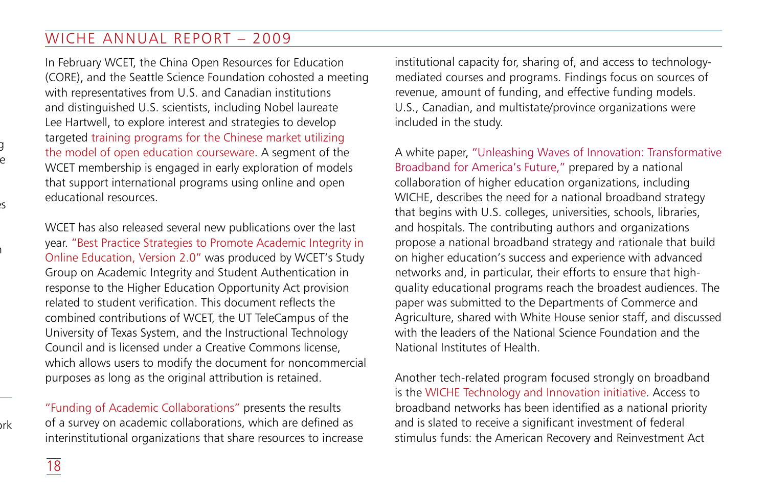In February WCET, the China Open Resources for Education (CORE), and the Seattle Science Foundation cohosted a meeting with representatives from U.S. and Canadian institutions and distinguished U.S. scientists, including Nobel laureate Lee Hartwell, to explore interest and strategies to develop targeted training programs for the Chinese market utilizing the model of open education courseware. A segment of the WCET membership is engaged in early exploration of models that support international programs using online and open educational resources.

WCET has also released several new publications over the last year. "Best Practice Strategies to Promote Academic Integrity in Online Education, Version 2.0" was produced by WCET's Study Group on Academic Integrity and Student Authentication in response to the Higher Education Opportunity Act provision related to student verification. This document reflects the combined contributions of WCET, the UT TeleCampus of the University of Texas System, and the Instructional Technology Council and is licensed under a Creative Commons license, which allows users to modify the document for noncommercial purposes as long as the original attribution is retained.

"Funding of Academic Collaborations" presents the results of a survey on academic collaborations, which are defined as interinstitutional organizations that share resources to increase institutional capacity for, sharing of, and access to technology-mediated courses and programs. Findings focus on sources of revenue, amount of funding, and effective funding models. U.S., Canadian, and multistate/province organizations were included in the study.

A white paper, "Unleashing Waves of Innovation: Transformative Broadband for America's Future," prepared by a national collaboration of higher education organizations, including WICHE, describes the need for a national broadband strategy that begins with U.S. colleges, universities, schools, libraries, and hospitals. The contributing authors and organizations propose a national broadband strategy and rationale that build on higher education's success and experience with advanced networks and, in particular, their efforts to ensure that high-quality educational programs reach the broadest audiences. The paper was submitted to the Departments of Commerce and Agriculture, shared with White House senior staff, and discussed with the leaders of the National Science Foundation and the National Institutes of Health.

Another tech-related program focused strongly on broadband is the WICHE Technology and Innovation initiative. Access to broadband networks has been identified as a national priority and is slated to receive a significant investment of federal stimulus funds: the American Recovery and Reinvestment Act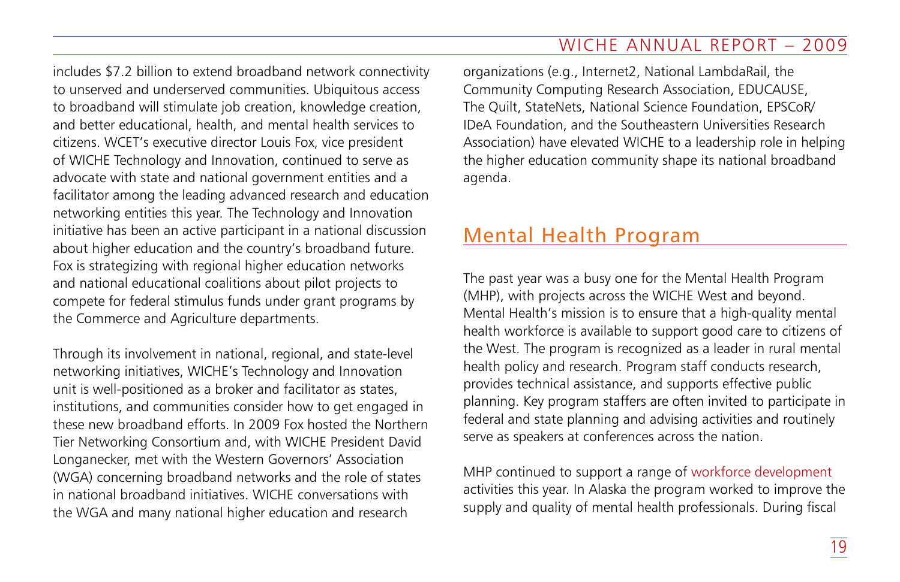includes $7.2 billion to extend broadband network connectivity to unserved and underserved communities. Ubiquitous access to broadband will stimulate job creation, knowledge creation, and better educational, health, and mental health services to citizens. WCET's executive director Louis Fox, vice president of WICHE Technology and Innovation, continued to serve as advocate with state and national government entities and a facilitator among the leading advanced research and education networking entities this year. The Technology and Innovation initiative has been an active participant in a national discussion about higher education and the country's broadband future. Fox is strategizing with regional higher education networks and national educational coalitions about pilot projects to compete for federal stimulus funds under grant programs by the Commerce and Agriculture departments.

Through its involvement in national, regional, and state-level networking initiatives, WICHE's Technology and Innovation unit is well-positioned as a broker and facilitator as states, institutions, and communities consider how to get engaged in these new broadband efforts. In 2009 Fox hosted the Northern Tier Networking Consortium and, with WICHE President David Longanecker, met with the Western Governors' Association (WGA) concerning broadband networks and the role of states in national broadband initiatives. WICHE conversations with the WGA and many national higher education and research organizations (e.g., Internet2, National LambdaRail, the Community Computing Research Association, EDUCAUSE, The Quilt, StateNets, National Science Foundation, EPSCoR/IDeA Foundation, and the Southeastern Universities Research Association) have elevated WICHE to a leadership role in helping the higher education community shape its national broadband agenda.

## Mental Health Program

The past year was a busy one for the Mental Health Program (MHP), with projects across the WICHE West and beyond. Mental Health's mission is to ensure that a high-quality mental health workforce is available to support good care to citizens of the West. The program is recognized as a leader in rural mental health policy and research. Program staff conducts research, provides technical assistance, and supports effective public planning. Key program staffers are often invited to participate in federal and state planning and advising activities and routinely serve as speakers at conferences across the nation.

MHP continued to support a range of workforce development activities this year. In Alaska the program worked to improve the supply and quality of mental health professionals. During fiscal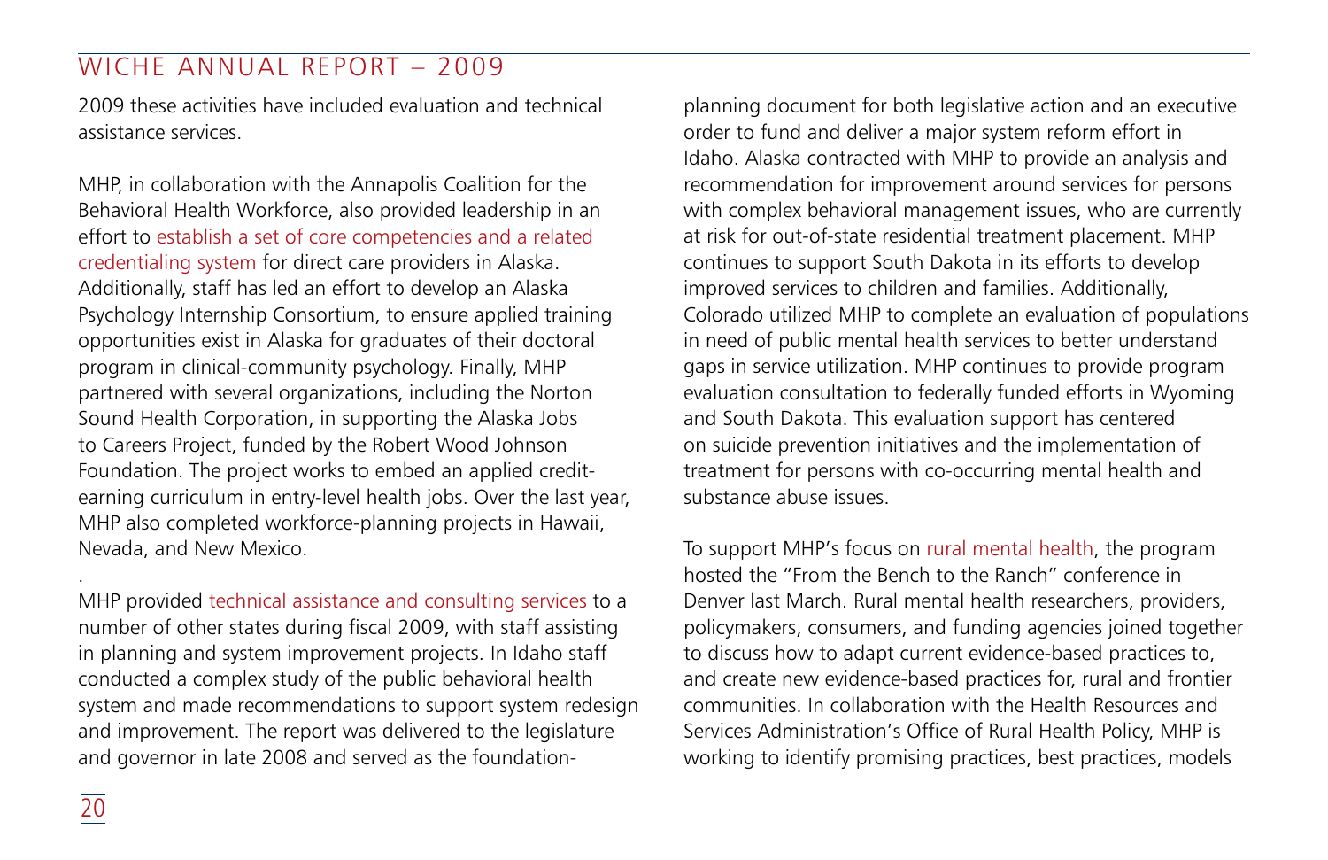2009 these activities have included evaluation and technical assistance services.

MHP, in collaboration with the Annapolis Coalition for the Behavioral Health Workforce, also provided leadership in an effort to establish a set of core competencies and a related credentialing system for direct care providers in Alaska. Additionally, staff has led an effort to develop an Alaska Psychology Internship Consortium, to ensure applied training opportunities exist in Alaska for graduates of their doctoral program in clinical-community psychology. Finally, MHP partnered with several organizations, including the Norton Sound Health Corporation, in supporting the Alaska Jobs to Careers Project, funded by the Robert Wood Johnson Foundation. The project works to embed an applied credit-earning curriculum in entry-level health jobs. Over the last year, MHP also completed workforce-planning projects in Hawaii, Nevada, and New Mexico.

.

MHP provided technical assistance and consulting services to a number of other states during fiscal 2009, with staff assisting in planning and system improvement projects. In Idaho staff conducted a complex study of the public behavioral health system and made recommendations to support system redesign and improvement. The report was delivered to the legislature and governor in late 2008 and served as the foundation-planning document for both legislative action and an executive order to fund and deliver a major system reform effort in Idaho. Alaska contracted with MHP to provide an analysis and recommendation for improvement around services for persons with complex behavioral management issues, who are currently at risk for out-of-state residential treatment placement. MHP continues to support South Dakota in its efforts to develop improved services to children and families. Additionally, Colorado utilized MHP to complete an evaluation of populations in need of public mental health services to better understand gaps in service utilization. MHP continues to provide program evaluation consultation to federally funded efforts in Wyoming and South Dakota. This evaluation support has centered on suicide prevention initiatives and the implementation of treatment for persons with co-occurring mental health and substance abuse issues.

To support MHP's focus on rural mental health, the program hosted the "From the Bench to the Ranch" conference in Denver last March. Rural mental health researchers, providers, policymakers, consumers, and funding agencies joined together to discuss how to adapt current evidence-based practices to, and create new evidence-based practices for, rural and frontier communities. In collaboration with the Health Resources and Services Administration's Office of Rural Health Policy, MHP is working to identify promising practices, best practices, models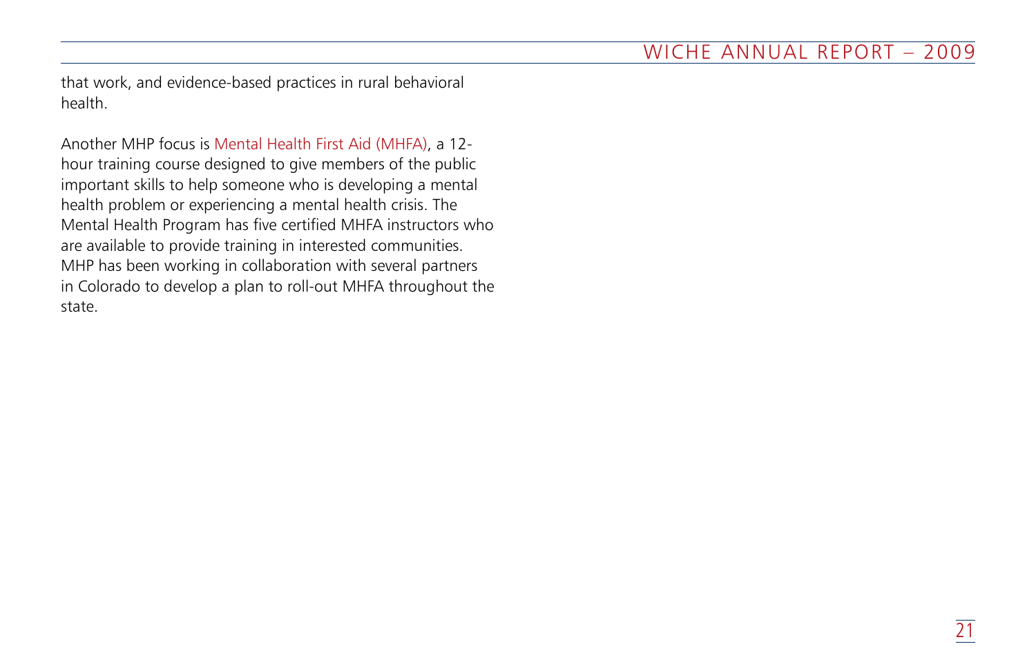that work, and evidence-based practices in rural behavioral health.

Another MHP focus is Mental Health First Aid (MHFA), a 12-hour training course designed to give members of the public important skills to help someone who is developing a mental health problem or experiencing a mental health crisis. The Mental Health Program has five certified MHFA instructors who are available to provide training in interested communities. MHP has been working in collaboration with several partners in Colorado to develop a plan to roll-out MHFA throughout the state.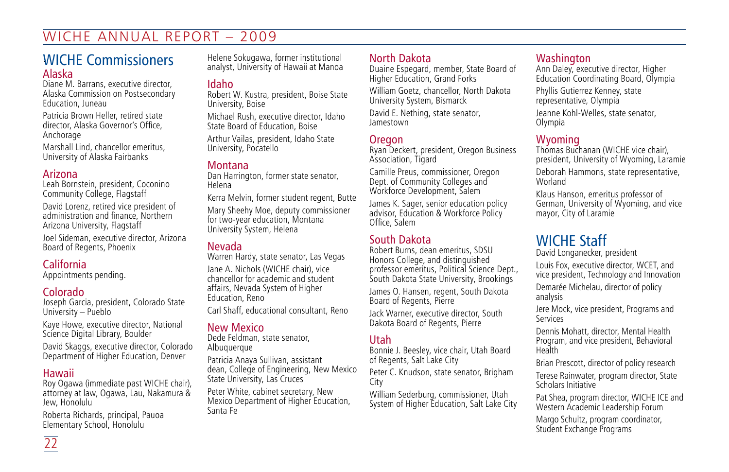## WICHE Commissioners

### Alaska

Diane M. Barrans, executive director, Alaska Commission on Postsecondary Education, Juneau

Patricia Brown Heller, retired state director, Alaska Governor's Office, Anchorage

Marshall Lind, chancellor emeritus, University of Alaska Fairbanks

### Arizona

Leah Bornstein, president, Coconino Community College, Flagstaff

David Lorenz, retired vice president of administration and finance, Northern Arizona University, Flagstaff

Joel Sideman, executive director, Arizona Board of Regents, Phoenix

### California

Appointments pending.

### Colorado

Joseph Garcia, president, Colorado State University – Pueblo

Kaye Howe, executive director, National Science Digital Library, Boulder

David Skaggs, executive director, Colorado Department of Higher Education, Denver

### Hawaii

Roy Ogawa (immediate past WICHE chair), attorney at law, Ogawa, Lau, Nakamura & Jew, Honolulu

Roberta Richards, principal, Pauoa Elementary School, Honolulu

Helene Sokugawa, former institutional analyst, University of Hawaii at Manoa

### Idaho

Robert W. Kustra, president, Boise State University, Boise

Michael Rush, executive director, Idaho State Board of Education, Boise

Arthur Vailas, president, Idaho State University, Pocatello

### Montana

Dan Harrington, former state senator, Helena

Kerra Melvin, former student regent, Butte

Mary Sheehy Moe, deputy commissioner for two-year education, Montana University System, Helena

### Nevada

Warren Hardy, state senator, Las Vegas

Jane A. Nichols (WICHE chair), vice chancellor for academic and student affairs, Nevada System of Higher Education, Reno

Carl Shaff, educational consultant, Reno

### New Mexico

Dede Feldman, state senator, Albuquerque

Patricia Anaya Sullivan, assistant dean, College of Engineering, New Mexico State University, Las Cruces

Peter White, cabinet secretary, New Mexico Department of Higher Education, Santa Fe

### North Dakota

Duaine Espegard, member, State Board of Higher Education, Grand Forks

William Goetz, chancellor, North Dakota University System, Bismarck

David E. Nething, state senator, Jamestown

### Oregon

Ryan Deckert, president, Oregon Business Association, Tigard

Camille Preus, commissioner, Oregon Dept. of Community Colleges and Workforce Development, Salem

James K. Sager, senior education policy advisor, Education & Workforce Policy Office, Salem

### South Dakota

Robert Burns, dean emeritus, SDSU Honors College, and distinguished professor emeritus, Political Science Dept., South Dakota State University, Brookings

James O. Hansen, regent, South Dakota Board of Regents, Pierre

Jack Warner, executive director, South Dakota Board of Regents, Pierre

### Utah

Bonnie J. Beesley, vice chair, Utah Board of Regents, Salt Lake City

Peter C. Knudson, state senator, Brigham City

William Sederburg, commissioner, Utah System of Higher Education, Salt Lake City

### Washington

Ann Daley, executive director, Higher Education Coordinating Board, Olympia

Phyllis Gutierrez Kenney, state representative, Olympia

Jeanne Kohl-Welles, state senator, Olympia

### Wyoming

Thomas Buchanan (WICHE vice chair), president, University of Wyoming, Laramie

Deborah Hammons, state representative, Worland

Klaus Hanson, emeritus professor of German, University of Wyoming, and vice mayor, City of Laramie

## WICHE Staff

David Longanecker, president

Louis Fox, executive director, WCET, and vice president, Technology and Innovation

Demarée Michelau, director of policy analysis

Jere Mock, vice president, Programs and Services

Dennis Mohatt, director, Mental Health Program, and vice president, Behavioral Health

Brian Prescott, director of policy research

Terese Rainwater, program director, State Scholars Initiative

Pat Shea, program director, WICHE ICE and Western Academic Leadership Forum

Margo Schultz, program coordinator, Student Exchange Programs